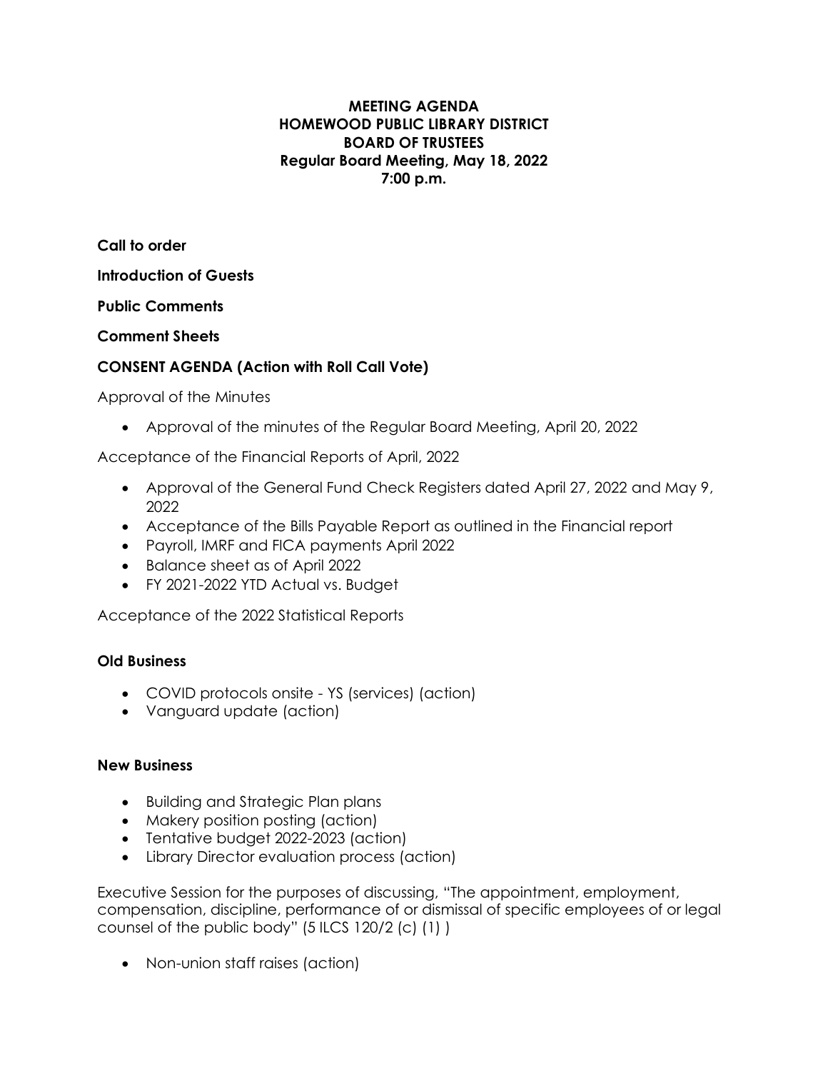# MEETING AGENDA
# HOMEWOOD PUBLIC LIBRARY DISTRICT
# BOARD OF TRUSTEES
## Regular Board Meeting, May 18, 2022
## 7:00 p.m.

**Call to order**

**Introduction of Guests**

**Public Comments**

**Comment Sheets**

**CONSENT AGENDA (Action with Roll Call Vote)**

Approval of the Minutes

- Approval of the minutes of the Regular Board Meeting, April 20, 2022

Acceptance of the Financial Reports of April, 2022

- Approval of the General Fund Check Registers dated April 27, 2022 and May 9, 2022
- Acceptance of the Bills Payable Report as outlined in the Financial report
- Payroll, IMRF and FICA payments April 2022
- Balance sheet as of April 2022
- FY 2021-2022 YTD Actual vs. Budget

Acceptance of the 2022 Statistical Reports

**Old Business**

- COVID protocols onsite - YS (services) (action)
- Vanguard update (action)

**New Business**

- Building and Strategic Plan plans
- Makery position posting (action)
- Tentative budget 2022-2023 (action)
- Library Director evaluation process (action)

Executive Session for the purposes of discussing, "The appointment, employment, compensation, discipline, performance of or dismissal of specific employees of or legal counsel of the public body" (5 ILCS 120/2 (c) (1) )

- Non-union staff raises (action)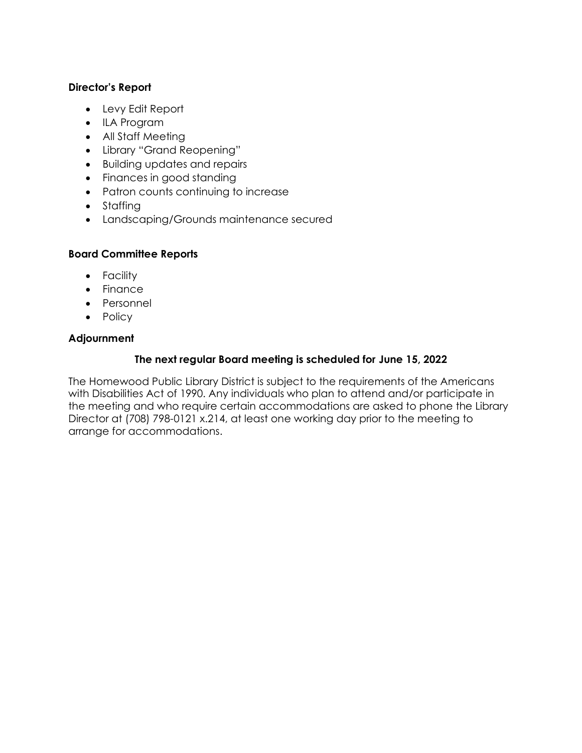**Director's Report**

- Levy Edit Report
- ILA Program
- All Staff Meeting
- Library "Grand Reopening"
- Building updates and repairs
- Finances in good standing
- Patron counts continuing to increase
- Staffing
- Landscaping/Grounds maintenance secured

**Board Committee Reports**

- Facility
- Finance
- Personnel
- Policy

**Adjournment**

**The next regular Board meeting is scheduled for June 15, 2022**

The Homewood Public Library District is subject to the requirements of the Americans with Disabilities Act of 1990. Any individuals who plan to attend and/or participate in the meeting and who require certain accommodations are asked to phone the Library Director at (708) 798-0121 x.214, at least one working day prior to the meeting to arrange for accommodations.